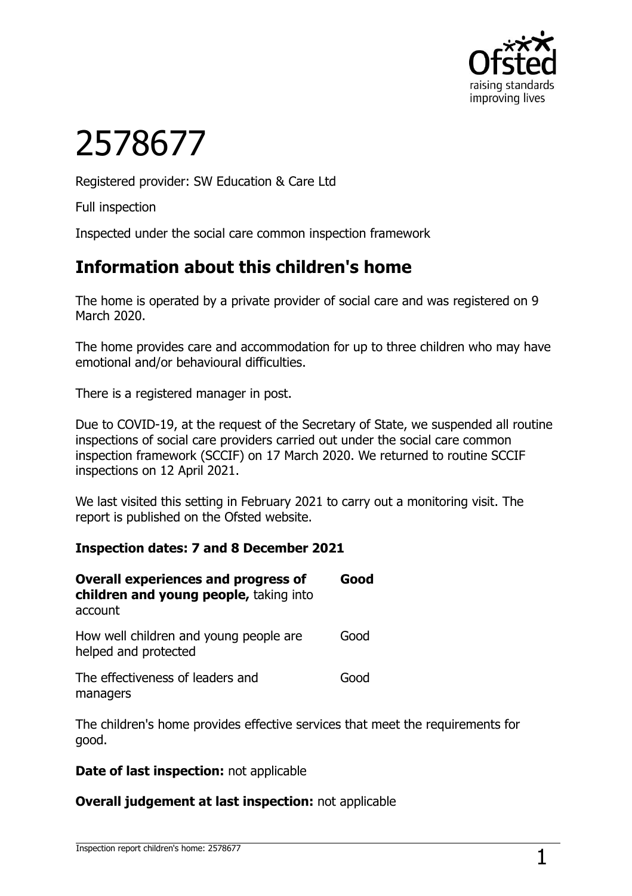# 2578677

Registered provider: SW Education & Care Ltd

Full inspection

Inspected under the social care common inspection framework

## Information about this children's home

The home is operated by a private provider of social care and was registered on 9 March 2020.

The home provides care and accommodation for up to three children who may have emotional and/or behavioural difficulties.

There is a registered manager in post.

Due to COVID-19, at the request of the Secretary of State, we suspended all routine inspections of social care providers carried out under the social care common inspection framework (SCCIF) on 17 March 2020. We returned to routine SCCIF inspections on 12 April 2021.

We last visited this setting in February 2021 to carry out a monitoring visit. The report is published on the Ofsted website.

**Inspection dates: 7 and 8 December 2021**

| | |
|---|---|
| **Overall experiences and progress of children and young people,** taking into account | **Good** |
| How well children and young people are helped and protected | Good |
| The effectiveness of leaders and managers | Good |

The children's home provides effective services that meet the requirements for good.

**Date of last inspection:** not applicable

**Overall judgement at last inspection:** not applicable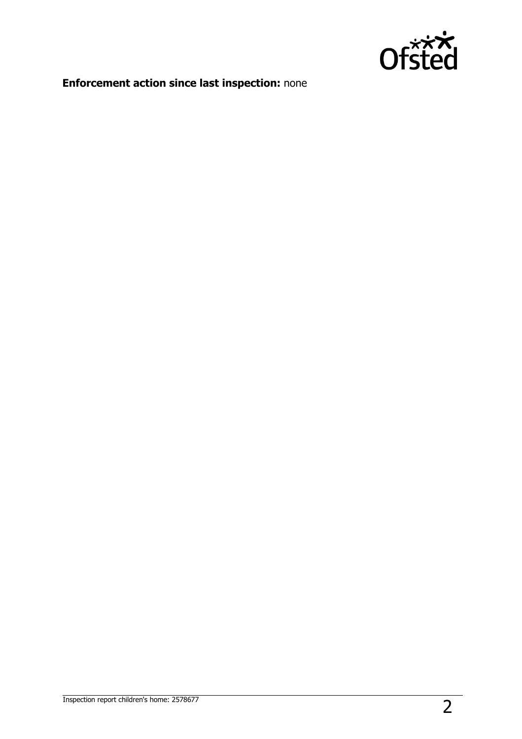**Enforcement action since last inspection:** none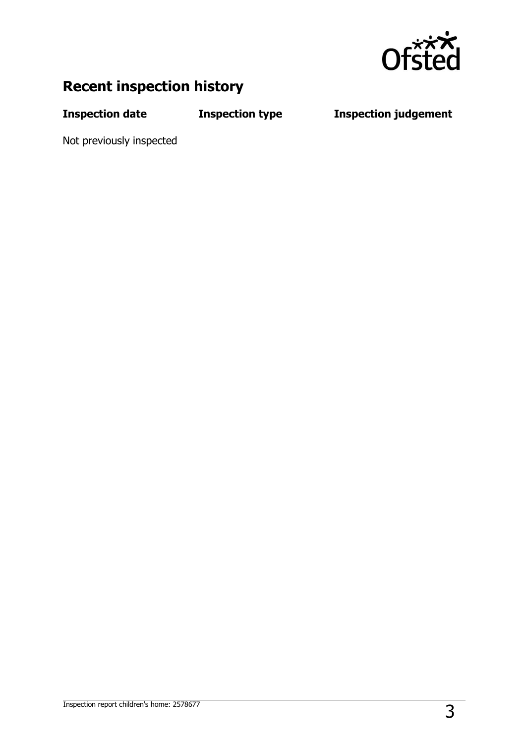## Recent inspection history

| Inspection date | Inspection type | Inspection judgement |
|---|---|---|
| Not previously inspected | | |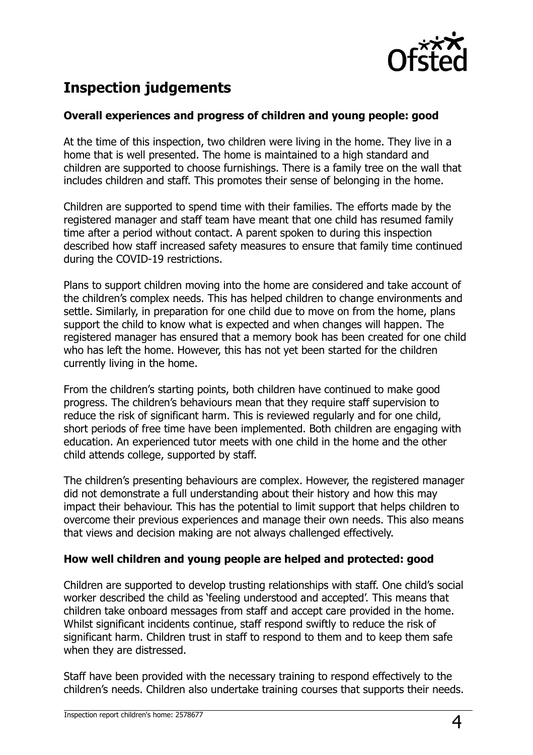## Inspection judgements

### Overall experiences and progress of children and young people: good

At the time of this inspection, two children were living in the home. They live in a home that is well presented. The home is maintained to a high standard and children are supported to choose furnishings. There is a family tree on the wall that includes children and staff. This promotes their sense of belonging in the home.

Children are supported to spend time with their families. The efforts made by the registered manager and staff team have meant that one child has resumed family time after a period without contact. A parent spoken to during this inspection described how staff increased safety measures to ensure that family time continued during the COVID-19 restrictions.

Plans to support children moving into the home are considered and take account of the children's complex needs. This has helped children to change environments and settle. Similarly, in preparation for one child due to move on from the home, plans support the child to know what is expected and when changes will happen. The registered manager has ensured that a memory book has been created for one child who has left the home. However, this has not yet been started for the children currently living in the home.

From the children's starting points, both children have continued to make good progress. The children's behaviours mean that they require staff supervision to reduce the risk of significant harm. This is reviewed regularly and for one child, short periods of free time have been implemented. Both children are engaging with education. An experienced tutor meets with one child in the home and the other child attends college, supported by staff.

The children's presenting behaviours are complex. However, the registered manager did not demonstrate a full understanding about their history and how this may impact their behaviour. This has the potential to limit support that helps children to overcome their previous experiences and manage their own needs. This also means that views and decision making are not always challenged effectively.

### How well children and young people are helped and protected: good

Children are supported to develop trusting relationships with staff. One child's social worker described the child as 'feeling understood and accepted'. This means that children take onboard messages from staff and accept care provided in the home. Whilst significant incidents continue, staff respond swiftly to reduce the risk of significant harm. Children trust in staff to respond to them and to keep them safe when they are distressed.

Staff have been provided with the necessary training to respond effectively to the children's needs. Children also undertake training courses that supports their needs.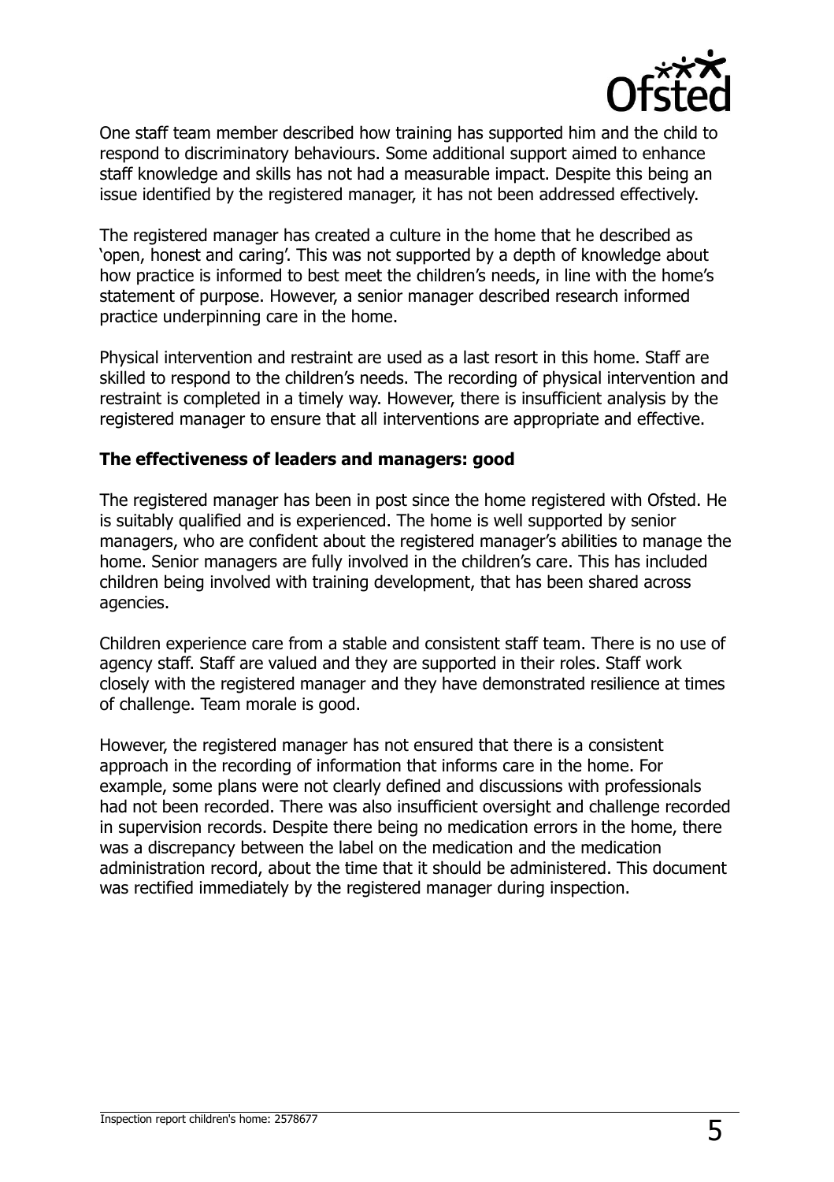One staff team member described how training has supported him and the child to respond to discriminatory behaviours. Some additional support aimed to enhance staff knowledge and skills has not had a measurable impact. Despite this being an issue identified by the registered manager, it has not been addressed effectively.

The registered manager has created a culture in the home that he described as 'open, honest and caring'. This was not supported by a depth of knowledge about how practice is informed to best meet the children's needs, in line with the home's statement of purpose. However, a senior manager described research informed practice underpinning care in the home.

Physical intervention and restraint are used as a last resort in this home. Staff are skilled to respond to the children's needs. The recording of physical intervention and restraint is completed in a timely way. However, there is insufficient analysis by the registered manager to ensure that all interventions are appropriate and effective.

### The effectiveness of leaders and managers: good

The registered manager has been in post since the home registered with Ofsted. He is suitably qualified and is experienced. The home is well supported by senior managers, who are confident about the registered manager's abilities to manage the home. Senior managers are fully involved in the children's care. This has included children being involved with training development, that has been shared across agencies.

Children experience care from a stable and consistent staff team. There is no use of agency staff. Staff are valued and they are supported in their roles. Staff work closely with the registered manager and they have demonstrated resilience at times of challenge. Team morale is good.

However, the registered manager has not ensured that there is a consistent approach in the recording of information that informs care in the home. For example, some plans were not clearly defined and discussions with professionals had not been recorded. There was also insufficient oversight and challenge recorded in supervision records. Despite there being no medication errors in the home, there was a discrepancy between the label on the medication and the medication administration record, about the time that it should be administered. This document was rectified immediately by the registered manager during inspection.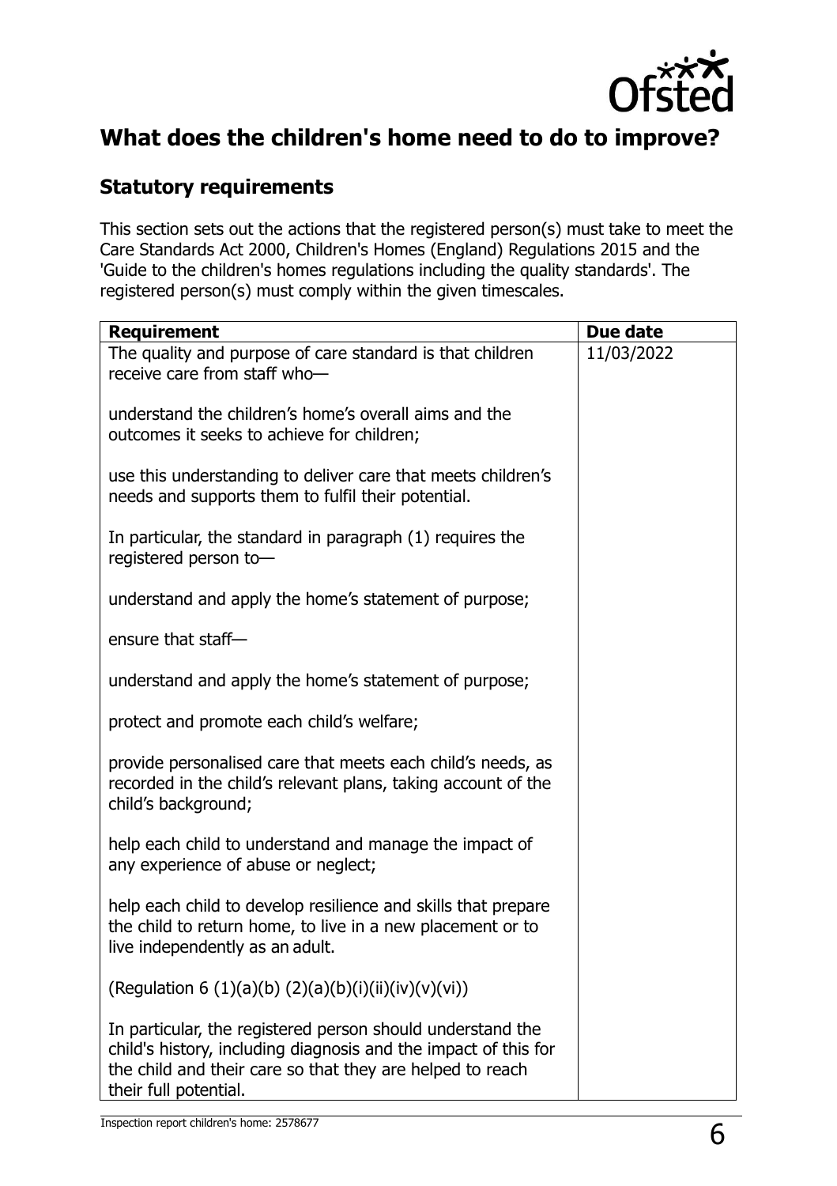## What does the children's home need to do to improve?

### Statutory requirements

This section sets out the actions that the registered person(s) must take to meet the Care Standards Act 2000, Children's Homes (England) Regulations 2015 and the 'Guide to the children's homes regulations including the quality standards'. The registered person(s) must comply within the given timescales.

| Requirement | Due date |
| --- | --- |
| The quality and purpose of care standard is that children receive care from staff who—<br><br>understand the children's home's overall aims and the outcomes it seeks to achieve for children;<br><br>use this understanding to deliver care that meets children's needs and supports them to fulfil their potential.<br><br>In particular, the standard in paragraph (1) requires the registered person to—<br><br>understand and apply the home's statement of purpose;<br><br>ensure that staff—<br><br>understand and apply the home's statement of purpose;<br><br>protect and promote each child's welfare;<br><br>provide personalised care that meets each child's needs, as recorded in the child's relevant plans, taking account of the child's background;<br><br>help each child to understand and manage the impact of any experience of abuse or neglect;<br><br>help each child to develop resilience and skills that prepare the child to return home, to live in a new placement or to live independently as an adult.<br><br>(Regulation 6 (1)(a)(b) (2)(a)(b)(i)(ii)(iv)(v)(vi))<br><br>In particular, the registered person should understand the child's history, including diagnosis and the impact of this for the child and their care so that they are helped to reach their full potential. | 11/03/2022 |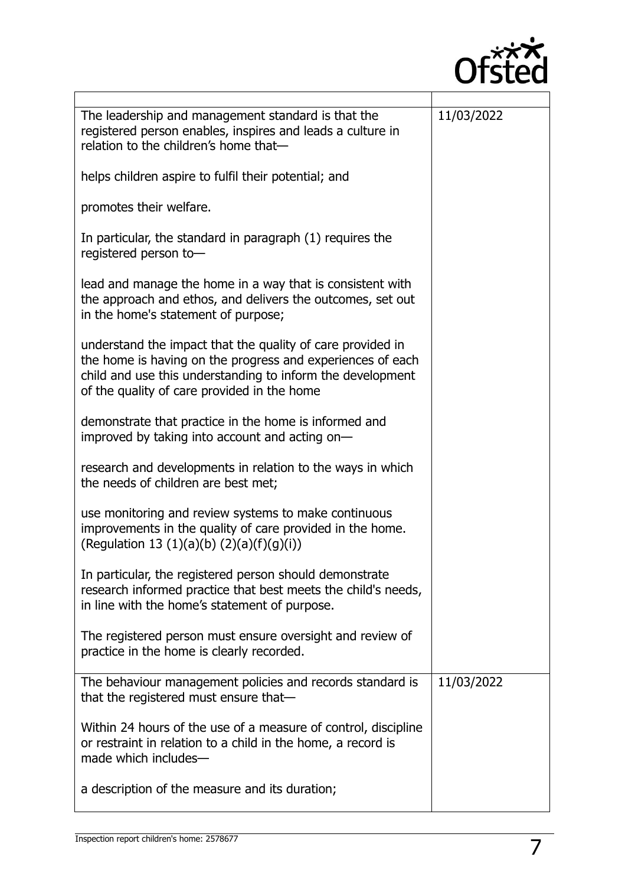| | |
|---|---|
| The leadership and management standard is that the registered person enables, inspires and leads a culture in relation to the children's home that—<br><br>helps children aspire to fulfil their potential; and<br><br>promotes their welfare.<br><br>In particular, the standard in paragraph (1) requires the registered person to—<br><br>lead and manage the home in a way that is consistent with the approach and ethos, and delivers the outcomes, set out in the home's statement of purpose;<br><br>understand the impact that the quality of care provided in the home is having on the progress and experiences of each child and use this understanding to inform the development of the quality of care provided in the home<br><br>demonstrate that practice in the home is informed and improved by taking into account and acting on—<br><br>research and developments in relation to the ways in which the needs of children are best met;<br><br>use monitoring and review systems to make continuous improvements in the quality of care provided in the home. (Regulation 13 (1)(a)(b) (2)(a)(f)(g)(i))<br><br>In particular, the registered person should demonstrate research informed practice that best meets the child's needs, in line with the home's statement of purpose.<br><br>The registered person must ensure oversight and review of practice in the home is clearly recorded. | 11/03/2022 |
| The behaviour management policies and records standard is that the registered must ensure that—<br><br>Within 24 hours of the use of a measure of control, discipline or restraint in relation to a child in the home, a record is made which includes—<br><br>a description of the measure and its duration; | 11/03/2022 |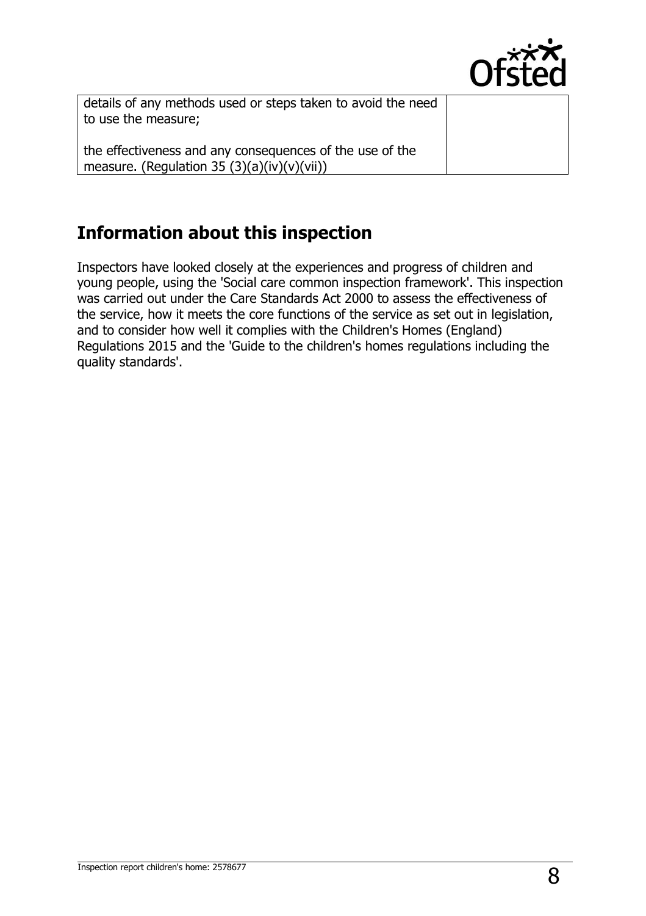| | |
|---|---|
| details of any methods used or steps taken to avoid the need to use the measure;<br><br>the effectiveness and any consequences of the use of the measure. (Regulation 35 (3)(a)(iv)(v)(vii)) | |

## Information about this inspection

Inspectors have looked closely at the experiences and progress of children and young people, using the 'Social care common inspection framework'. This inspection was carried out under the Care Standards Act 2000 to assess the effectiveness of the service, how it meets the core functions of the service as set out in legislation, and to consider how well it complies with the Children's Homes (England) Regulations 2015 and the 'Guide to the children's homes regulations including the quality standards'.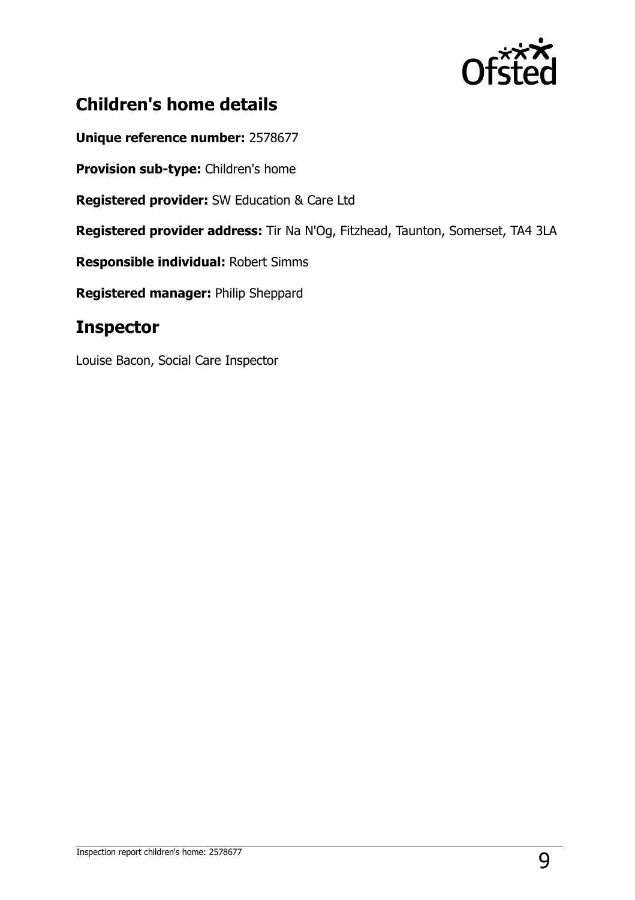## Children's home details

**Unique reference number:** 2578677

**Provision sub-type:** Children's home

**Registered provider:** SW Education & Care Ltd

**Registered provider address:** Tir Na N'Og, Fitzhead, Taunton, Somerset, TA4 3LA

**Responsible individual:** Robert Simms

**Registered manager:** Philip Sheppard

## Inspector

Louise Bacon, Social Care Inspector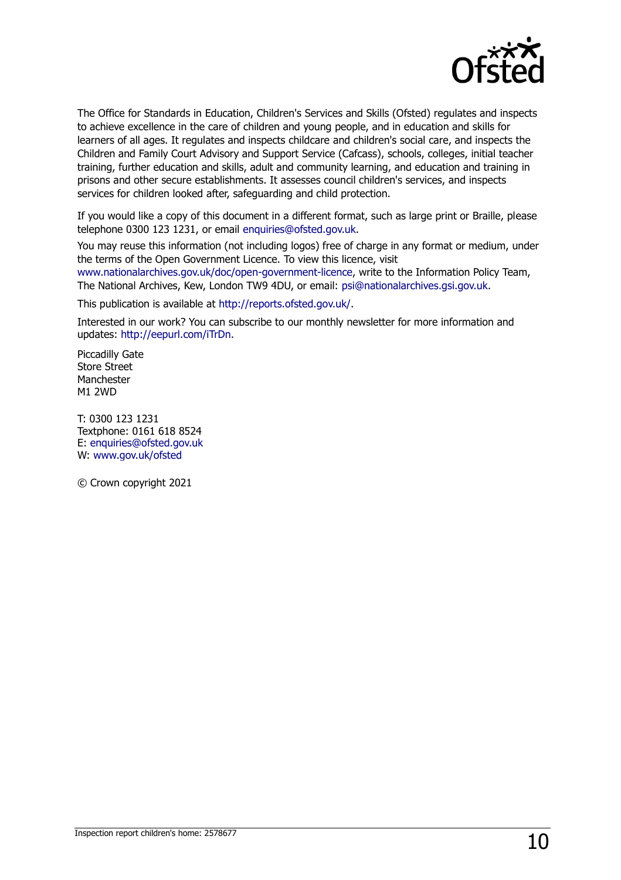The Office for Standards in Education, Children's Services and Skills (Ofsted) regulates and inspects to achieve excellence in the care of children and young people, and in education and skills for learners of all ages. It regulates and inspects childcare and children's social care, and inspects the Children and Family Court Advisory and Support Service (Cafcass), schools, colleges, initial teacher training, further education and skills, adult and community learning, and education and training in prisons and other secure establishments. It assesses council children's services, and inspects services for children looked after, safeguarding and child protection.

If you would like a copy of this document in a different format, such as large print or Braille, please telephone 0300 123 1231, or email enquiries@ofsted.gov.uk.

You may reuse this information (not including logos) free of charge in any format or medium, under the terms of the Open Government Licence. To view this licence, visit www.nationalarchives.gov.uk/doc/open-government-licence, write to the Information Policy Team, The National Archives, Kew, London TW9 4DU, or email: psi@nationalarchives.gsi.gov.uk.

This publication is available at http://reports.ofsted.gov.uk/.

Interested in our work? You can subscribe to our monthly newsletter for more information and updates: http://eepurl.com/iTrDn.

Piccadilly Gate
Store Street
Manchester
M1 2WD

T: 0300 123 1231
Textphone: 0161 618 8524
E: enquiries@ofsted.gov.uk
W: www.gov.uk/ofsted

© Crown copyright 2021